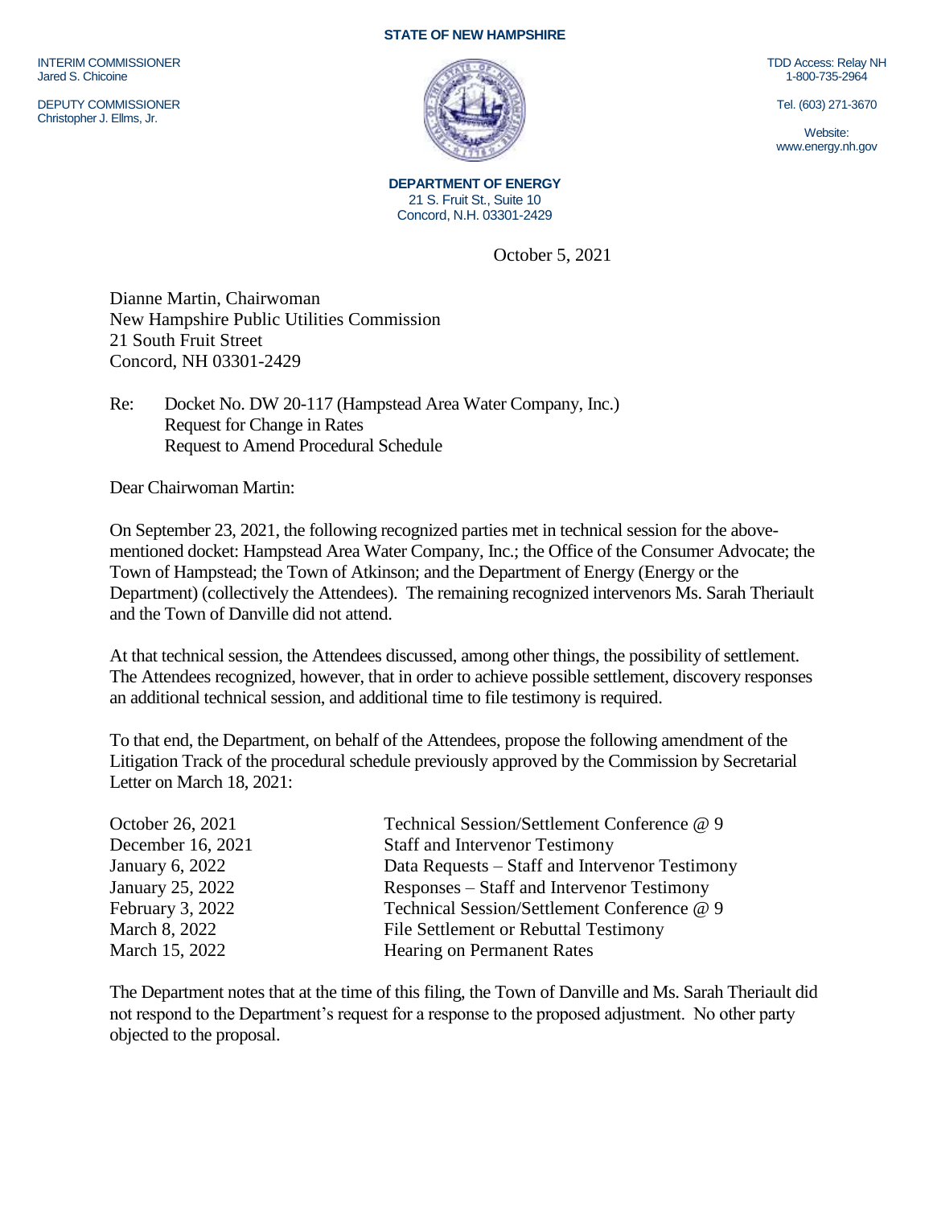STATE OF NEW HAMPSHIRE

INTERIM COMMISSIONER
Jared S. Chicoine

DEPUTY COMMISSIONER
Christopher J. Ellms, Jr.

TDD Access: Relay NH
1-800-735-2964

Tel. (603) 271-3670

Website:
www.energy.nh.gov

**DEPARTMENT OF ENERGY**
21 S. Fruit St., Suite 10
Concord, N.H. 03301-2429

October 5, 2021

Dianne Martin, Chairwoman
New Hampshire Public Utilities Commission
21 South Fruit Street
Concord, NH 03301-2429

Re: Docket No. DW 20-117 (Hampstead Area Water Company, Inc.)
Request for Change in Rates
Request to Amend Procedural Schedule

Dear Chairwoman Martin:

On September 23, 2021, the following recognized parties met in technical session for the above-mentioned docket: Hampstead Area Water Company, Inc.; the Office of the Consumer Advocate; the Town of Hampstead; the Town of Atkinson; and the Department of Energy (Energy or the Department) (collectively the Attendees). The remaining recognized intervenors Ms. Sarah Theriault and the Town of Danville did not attend.

At that technical session, the Attendees discussed, among other things, the possibility of settlement. The Attendees recognized, however, that in order to achieve possible settlement, discovery responses an additional technical session, and additional time to file testimony is required.

To that end, the Department, on behalf of the Attendees, propose the following amendment of the Litigation Track of the procedural schedule previously approved by the Commission by Secretarial Letter on March 18, 2021:

| | |
|---|---|
| October 26, 2021 | Technical Session/Settlement Conference @ 9 |
| December 16, 2021 | Staff and Intervenor Testimony |
| January 6, 2022 | Data Requests – Staff and Intervenor Testimony |
| January 25, 2022 | Responses – Staff and Intervenor Testimony |
| February 3, 2022 | Technical Session/Settlement Conference @ 9 |
| March 8, 2022 | File Settlement or Rebuttal Testimony |
| March 15, 2022 | Hearing on Permanent Rates |

The Department notes that at the time of this filing, the Town of Danville and Ms. Sarah Theriault did not respond to the Department's request for a response to the proposed adjustment. No other party objected to the proposal.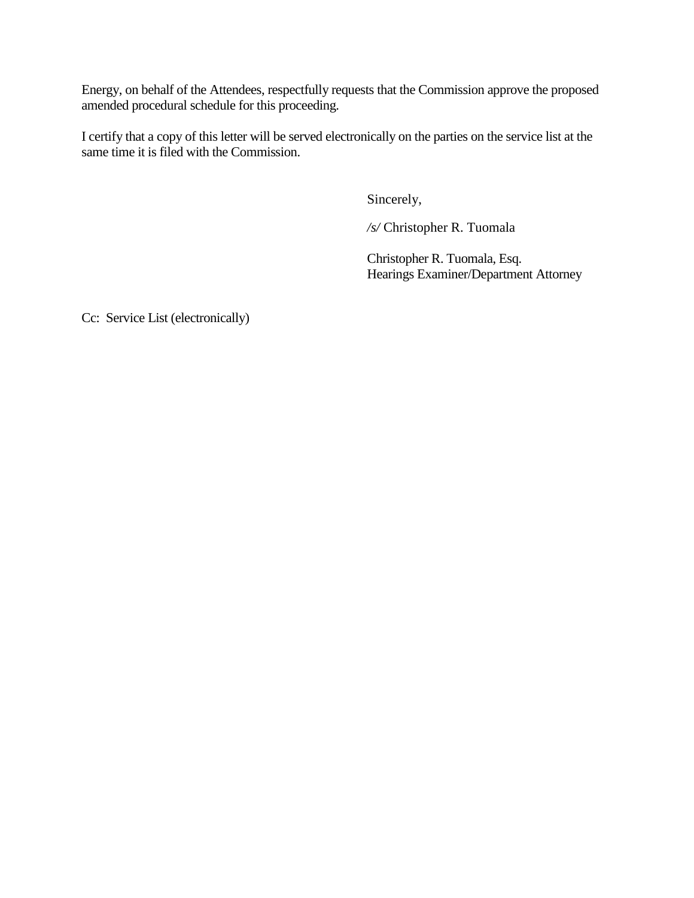Energy, on behalf of the Attendees, respectfully requests that the Commission approve the proposed amended procedural schedule for this proceeding.

I certify that a copy of this letter will be served electronically on the parties on the service list at the same time it is filed with the Commission.

Sincerely,

*/s/* Christopher R. Tuomala

Christopher R. Tuomala, Esq.
Hearings Examiner/Department Attorney

Cc: Service List (electronically)